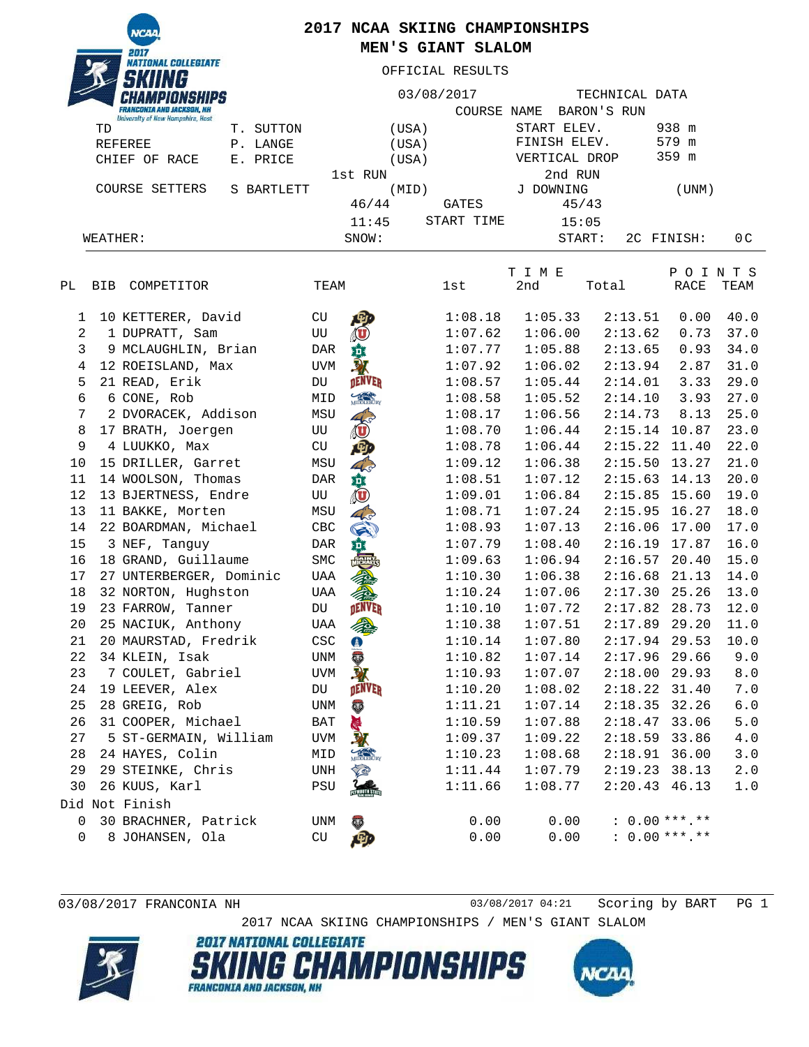# 2017 NCAA SKIING CHAMPIONSHIPS

## MEN'S GIANT SLALOM

OFFICIAL RESULTS

03/08/2017

| | | | | |
|---|---|---|---|---|
| TD | T. SUTTON | (USA) | | |
| REFEREE | P. LANGE | (USA) | | |
| CHIEF OF RACE | E. PRICE | (USA) | | |

**TECHNICAL DATA**

| | |
|---|---|
| COURSE NAME | BARON'S RUN |
| START ELEV. | 938 m |
| FINISH ELEV. | 579 m |
| VERTICAL DROP | 359 m |

| | 1st RUN | | 2nd RUN | |
|---|---|---|---|---|
| COURSE SETTERS | S BARTLETT | (MID) | J DOWNING | (UNM) |
| GATES | 46/44 | | 45/43 | |
| START TIME | 11:45 | | 15:05 | |

WEATHER: SNOW: START: 2C FINISH: 0C

| PL | BIB | COMPETITOR | TEAM | TIME 1st | TIME 2nd | TIME Total | POINTS RACE | POINTS TEAM |
|---|---|---|---|---|---|---|---|---|
| 1 | 10 | KETTERER, David | CU | 1:08.18 | 1:05.33 | 2:13.51 | 0.00 | 40.0 |
| 2 | 1 | DUPRATT, Sam | UU | 1:07.62 | 1:06.00 | 2:13.62 | 0.73 | 37.0 |
| 3 | 9 | MCLAUGHLIN, Brian | DAR | 1:07.77 | 1:05.88 | 2:13.65 | 0.93 | 34.0 |
| 4 | 12 | ROEISLAND, Max | UVM | 1:07.92 | 1:06.02 | 2:13.94 | 2.87 | 31.0 |
| 5 | 21 | READ, Erik | DU | 1:08.57 | 1:05.44 | 2:14.01 | 3.33 | 29.0 |
| 6 | 6 | CONE, Rob | MID | 1:08.58 | 1:05.52 | 2:14.10 | 3.93 | 27.0 |
| 7 | 2 | DVORACEK, Addison | MSU | 1:08.17 | 1:06.56 | 2:14.73 | 8.13 | 25.0 |
| 8 | 17 | BRATH, Joergen | UU | 1:08.70 | 1:06.44 | 2:15.14 | 10.87 | 23.0 |
| 9 | 4 | LUUKKO, Max | CU | 1:08.78 | 1:06.44 | 2:15.22 | 11.40 | 22.0 |
| 10 | 15 | DRILLER, Garret | MSU | 1:09.12 | 1:06.38 | 2:15.50 | 13.27 | 21.0 |
| 11 | 14 | WOOLSON, Thomas | DAR | 1:08.51 | 1:07.12 | 2:15.63 | 14.13 | 20.0 |
| 12 | 13 | BJERTNESS, Endre | UU | 1:09.01 | 1:06.84 | 2:15.85 | 15.60 | 19.0 |
| 13 | 11 | BAKKE, Morten | MSU | 1:08.71 | 1:07.24 | 2:15.95 | 16.27 | 18.0 |
| 14 | 22 | BOARDMAN, Michael | CBC | 1:08.93 | 1:07.13 | 2:16.06 | 17.00 | 17.0 |
| 15 | 3 | NEF, Tanguy | DAR | 1:07.79 | 1:08.40 | 2:16.19 | 17.87 | 16.0 |
| 16 | 18 | GRAND, Guillaume | SMC | 1:09.63 | 1:06.94 | 2:16.57 | 20.40 | 15.0 |
| 17 | 27 | UNTERBERGER, Dominic | UAA | 1:10.30 | 1:06.38 | 2:16.68 | 21.13 | 14.0 |
| 18 | 32 | NORTON, Hughston | UAA | 1:10.24 | 1:07.06 | 2:17.30 | 25.26 | 13.0 |
| 19 | 23 | FARROW, Tanner | DU | 1:10.10 | 1:07.72 | 2:17.82 | 28.73 | 12.0 |
| 20 | 25 | NACIUK, Anthony | UAA | 1:10.38 | 1:07.51 | 2:17.89 | 29.20 | 11.0 |
| 21 | 20 | MAURSTAD, Fredrik | CSC | 1:10.14 | 1:07.80 | 2:17.94 | 29.53 | 10.0 |
| 22 | 34 | KLEIN, Isak | UNM | 1:10.82 | 1:07.14 | 2:17.96 | 29.66 | 9.0 |
| 23 | 7 | COULET, Gabriel | UVM | 1:10.93 | 1:07.07 | 2:18.00 | 29.93 | 8.0 |
| 24 | 19 | LEEVER, Alex | DU | 1:10.20 | 1:08.02 | 2:18.22 | 31.40 | 7.0 |
| 25 | 28 | GREIG, Rob | UNM | 1:11.21 | 1:07.14 | 2:18.35 | 32.26 | 6.0 |
| 26 | 31 | COOPER, Michael | BAT | 1:10.59 | 1:07.88 | 2:18.47 | 33.06 | 5.0 |
| 27 | 5 | ST-GERMAIN, William | UVM | 1:09.37 | 1:09.22 | 2:18.59 | 33.86 | 4.0 |
| 28 | 24 | HAYES, Colin | MID | 1:10.23 | 1:08.68 | 2:18.91 | 36.00 | 3.0 |
| 29 | 29 | STEINKE, Chris | UNH | 1:11.44 | 1:07.79 | 2:19.23 | 38.13 | 2.0 |
| 30 | 26 | KUUS, Karl | PSU | 1:11.66 | 1:08.77 | 2:20.43 | 46.13 | 1.0 |
| Did Not Finish | | | | | | | | |
| 0 | 30 | BRACHNER, Patrick | UNM | 0.00 | 0.00 | : 0.00 | \*\*\*.\*\* | |
| 0 | 8 | JOHANSEN, Ola | CU | 0.00 | 0.00 | : 0.00 | \*\*\*.\*\* | |

03/08/2017 FRANCONIA NH — 03/08/2017 04:21 — Scoring by BART

2017 NCAA SKIING CHAMPIONSHIPS / MEN'S GIANT SLALOM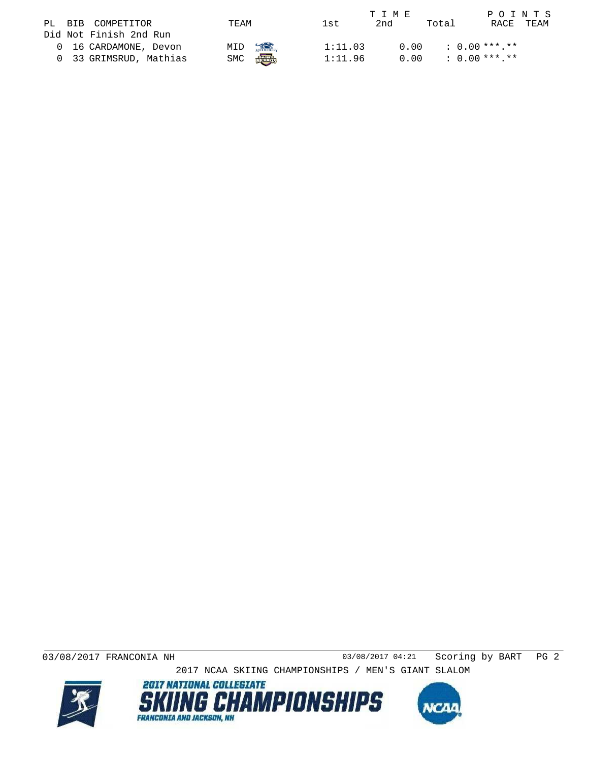| PL | BIB | COMPETITOR | TEAM | TIME 1st | TIME 2nd | TIME Total | POINTS RACE | POINTS TEAM |
|---|---|---|---|---|---|---|---|---|
| Did Not Finish 2nd Run | | | | | | | | |
| 0 | 16 | CARDAMONE, Devon | MID | 1:11.03 | 0.00 | : 0.00 | ***.** | |
| 0 | 33 | GRIMSRUD, Mathias | SMC | 1:11.96 | 0.00 | : 0.00 | ***.** | |

03/08/2017 FRANCONIA NH 03/08/2017 04:21 Scoring by BART

2017 NCAA SKIING CHAMPIONSHIPS / MEN'S GIANT SLALOM